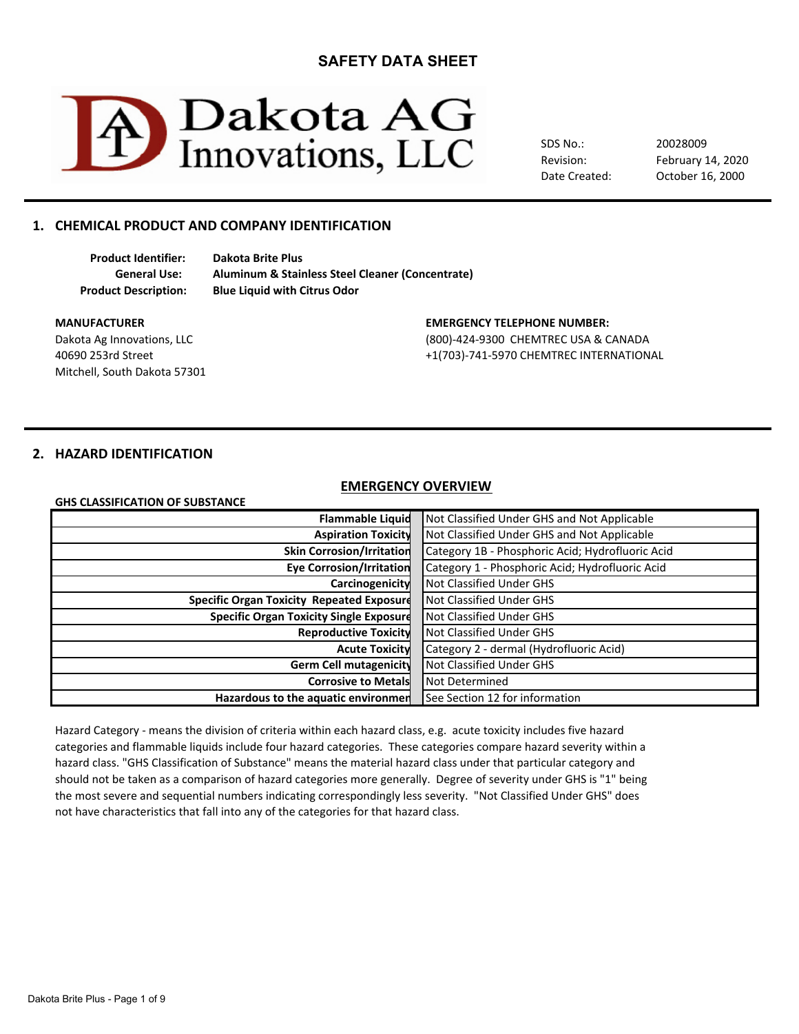# SAFETY DATA SHEET

Dakota AG Innovations, LLC

| | |
|---|---|
| SDS No.: | 20028009 |
| Revision: | February 14, 2020 |
| Date Created: | October 16, 2000 |

## 1. CHEMICAL PRODUCT AND COMPANY IDENTIFICATION

**Product Identifier:** **Dakota Brite Plus**
**General Use:** **Aluminum & Stainless Steel Cleaner (Concentrate)**
**Product Description:** **Blue Liquid with Citrus Odor**

**MANUFACTURER**
Dakota Ag Innovations, LLC
40690 253rd Street
Mitchell, South Dakota 57301

**EMERGENCY TELEPHONE NUMBER:**
(800)-424-9300 CHEMTREC USA & CANADA
+1(703)-741-5970 CHEMTREC INTERNATIONAL

## 2. HAZARD IDENTIFICATION

### EMERGENCY OVERVIEW

**GHS CLASSIFICATION OF SUBSTANCE**

| | |
|---|---|
| **Flammable Liquid** | Not Classified Under GHS and Not Applicable |
| **Aspiration Toxicity** | Not Classified Under GHS and Not Applicable |
| **Skin Corrosion/Irritation** | Category 1B - Phosphoric Acid; Hydrofluoric Acid |
| **Eye Corrosion/Irritation** | Category 1 - Phosphoric Acid; Hydrofluoric Acid |
| **Carcinogenicity** | Not Classified Under GHS |
| **Specific Organ Toxicity Repeated Exposure** | Not Classified Under GHS |
| **Specific Organ Toxicity Single Exposure** | Not Classified Under GHS |
| **Reproductive Toxicity** | Not Classified Under GHS |
| **Acute Toxicity** | Category 2 - dermal (Hydrofluoric Acid) |
| **Germ Cell mutagenicity** | Not Classified Under GHS |
| **Corrosive to Metals** | Not Determined |
| **Hazardous to the aquatic environment** | See Section 12 for information |

Hazard Category - means the division of criteria within each hazard class, e.g. acute toxicity includes five hazard categories and flammable liquids include four hazard categories. These categories compare hazard severity within a hazard class. "GHS Classification of Substance" means the material hazard class under that particular category and should not be taken as a comparison of hazard categories more generally. Degree of severity under GHS is "1" being the most severe and sequential numbers indicating correspondingly less severity. "Not Classified Under GHS" does not have characteristics that fall into any of the categories for that hazard class.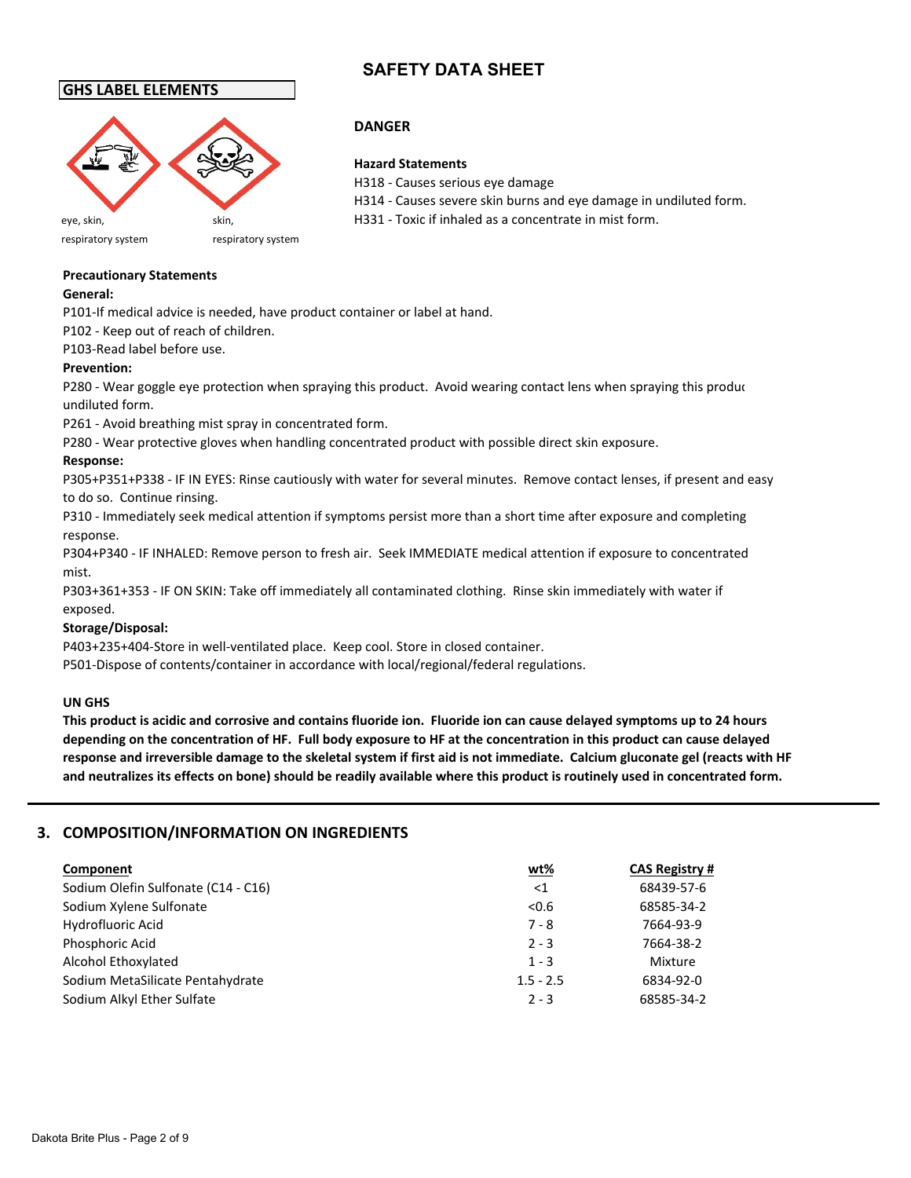# SAFETY DATA SHEET

## GHS LABEL ELEMENTS

eye, skin, respiratory system

skin, respiratory system

**DANGER**

**Hazard Statements**

H318 - Causes serious eye damage

H314 - Causes severe skin burns and eye damage in undiluted form.

H331 - Toxic if inhaled as a concentrate in mist form.

**Precautionary Statements**

**General:**

P101-If medical advice is needed, have product container or label at hand.

P102 - Keep out of reach of children.

P103-Read label before use.

**Prevention:**

P280 - Wear goggle eye protection when spraying this product. Avoid wearing contact lens when spraying this produc undiluted form.

P261 - Avoid breathing mist spray in concentrated form.

P280 - Wear protective gloves when handling concentrated product with possible direct skin exposure.

**Response:**

P305+P351+P338 - IF IN EYES: Rinse cautiously with water for several minutes. Remove contact lenses, if present and easy to do so. Continue rinsing.

P310 - Immediately seek medical attention if symptoms persist more than a short time after exposure and completing response.

P304+P340 - IF INHALED: Remove person to fresh air. Seek IMMEDIATE medical attention if exposure to concentrated mist.

P303+361+353 - IF ON SKIN: Take off immediately all contaminated clothing. Rinse skin immediately with water if exposed.

**Storage/Disposal:**

P403+235+404-Store in well-ventilated place. Keep cool. Store in closed container.

P501-Dispose of contents/container in accordance with local/regional/federal regulations.

**UN GHS**

**This product is acidic and corrosive and contains fluoride ion. Fluoride ion can cause delayed symptoms up to 24 hours depending on the concentration of HF. Full body exposure to HF at the concentration in this product can cause delayed response and irreversible damage to the skeletal system if first aid is not immediate. Calcium gluconate gel (reacts with HF and neutralizes its effects on bone) should be readily available where this product is routinely used in concentrated form.**

## 3. COMPOSITION/INFORMATION ON INGREDIENTS

| Component | wt% | CAS Registry # |
|---|---|---|
| Sodium Olefin Sulfonate (C14 - C16) | <1 | 68439-57-6 |
| Sodium Xylene Sulfonate | <0.6 | 68585-34-2 |
| Hydrofluoric Acid | 7 - 8 | 7664-93-9 |
| Phosphoric Acid | 2 - 3 | 7664-38-2 |
| Alcohol Ethoxylated | 1 - 3 | Mixture |
| Sodium MetaSilicate Pentahydrate | 1.5 - 2.5 | 6834-92-0 |
| Sodium Alkyl Ether Sulfate | 2 - 3 | 68585-34-2 |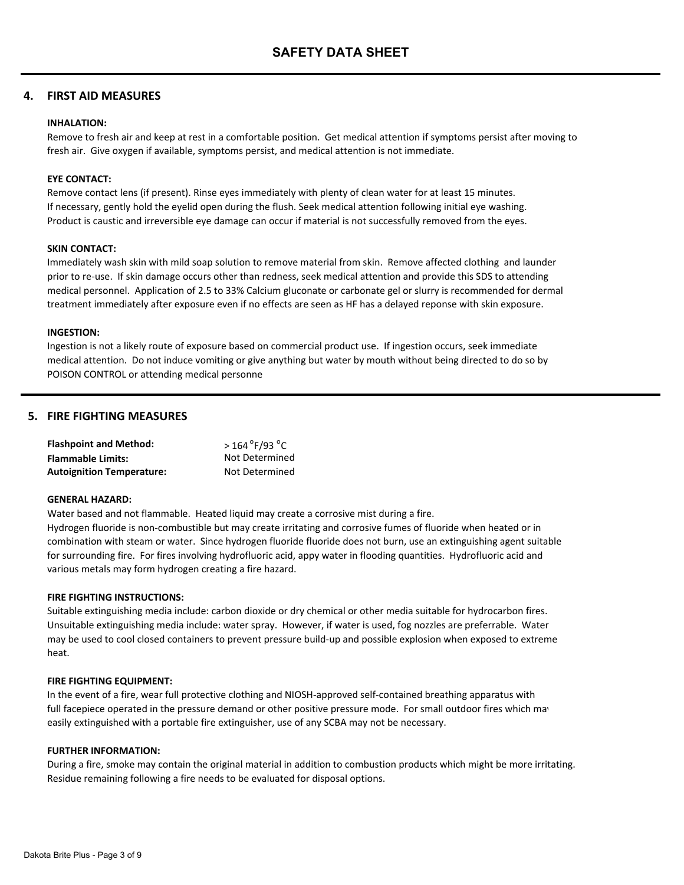# SAFETY DATA SHEET

## 4. FIRST AID MEASURES

**INHALATION:**

Remove to fresh air and keep at rest in a comfortable position. Get medical attention if symptoms persist after moving to fresh air. Give oxygen if available, symptoms persist, and medical attention is not immediate.

**EYE CONTACT:**

Remove contact lens (if present). Rinse eyes immediately with plenty of clean water for at least 15 minutes. If necessary, gently hold the eyelid open during the flush. Seek medical attention following initial eye washing. Product is caustic and irreversible eye damage can occur if material is not successfully removed from the eyes.

**SKIN CONTACT:**

Immediately wash skin with mild soap solution to remove material from skin. Remove affected clothing and launder prior to re-use. If skin damage occurs other than redness, seek medical attention and provide this SDS to attending medical personnel. Application of 2.5 to 33% Calcium gluconate or carbonate gel or slurry is recommended for dermal treatment immediately after exposure even if no effects are seen as HF has a delayed reponse with skin exposure.

**INGESTION:**

Ingestion is not a likely route of exposure based on commercial product use. If ingestion occurs, seek immediate medical attention. Do not induce vomiting or give anything but water by mouth without being directed to do so by POISON CONTROL or attending medical personne

## 5. FIRE FIGHTING MEASURES

| | |
|---|---|
| **Flashpoint and Method:** | > 164 °F/93 °C |
| **Flammable Limits:** | Not Determined |
| **Autoignition Temperature:** | Not Determined |

**GENERAL HAZARD:**

Water based and not flammable. Heated liquid may create a corrosive mist during a fire.
Hydrogen fluoride is non-combustible but may create irritating and corrosive fumes of fluoride when heated or in combination with steam or water. Since hydrogen fluoride fluoride does not burn, use an extinguishing agent suitable for surrounding fire. For fires involving hydrofluoric acid, appy water in flooding quantities. Hydrofluoric acid and various metals may form hydrogen creating a fire hazard.

**FIRE FIGHTING INSTRUCTIONS:**

Suitable extinguishing media include: carbon dioxide or dry chemical or other media suitable for hydrocarbon fires. Unsuitable extinguishing media include: water spray. However, if water is used, fog nozzles are preferrable. Water may be used to cool closed containers to prevent pressure build-up and possible explosion when exposed to extreme heat.

**FIRE FIGHTING EQUIPMENT:**

In the event of a fire, wear full protective clothing and NIOSH-approved self-contained breathing apparatus with full facepiece operated in the pressure demand or other positive pressure mode. For small outdoor fires which may easily extinguished with a portable fire extinguisher, use of any SCBA may not be necessary.

**FURTHER INFORMATION:**

During a fire, smoke may contain the original material in addition to combustion products which might be more irritating. Residue remaining following a fire needs to be evaluated for disposal options.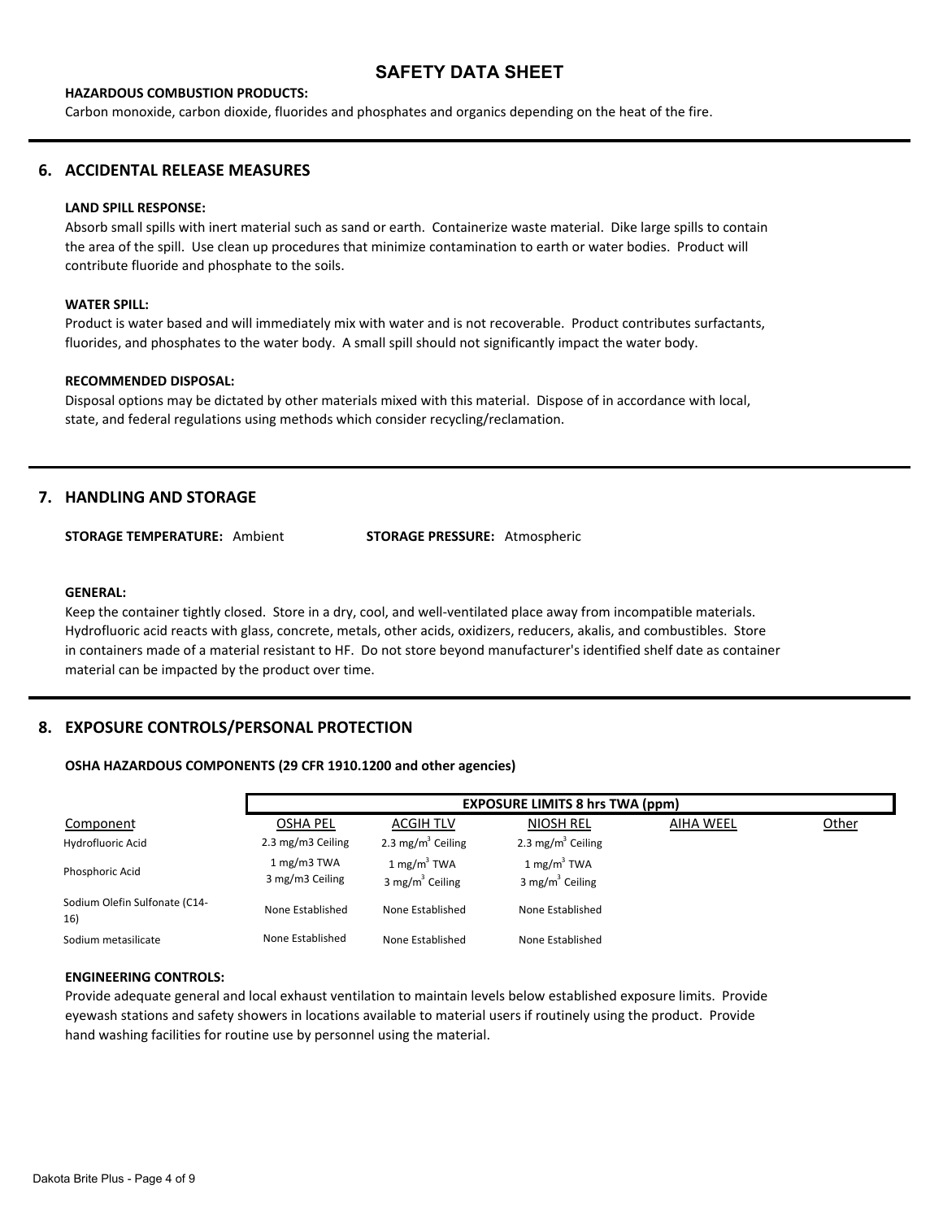# SAFETY DATA SHEET

**HAZARDOUS COMBUSTION PRODUCTS:**

Carbon monoxide, carbon dioxide, fluorides and phosphates and organics depending on the heat of the fire.

## 6. ACCIDENTAL RELEASE MEASURES

**LAND SPILL RESPONSE:**

Absorb small spills with inert material such as sand or earth. Containerize waste material. Dike large spills to contain the area of the spill. Use clean up procedures that minimize contamination to earth or water bodies. Product will contribute fluoride and phosphate to the soils.

**WATER SPILL:**

Product is water based and will immediately mix with water and is not recoverable. Product contributes surfactants, fluorides, and phosphates to the water body. A small spill should not significantly impact the water body.

**RECOMMENDED DISPOSAL:**

Disposal options may be dictated by other materials mixed with this material. Dispose of in accordance with local, state, and federal regulations using methods which consider recycling/reclamation.

## 7. HANDLING AND STORAGE

**STORAGE TEMPERATURE:** Ambient **STORAGE PRESSURE:** Atmospheric

**GENERAL:**

Keep the container tightly closed. Store in a dry, cool, and well-ventilated place away from incompatible materials. Hydrofluoric acid reacts with glass, concrete, metals, other acids, oxidizers, reducers, akalis, and combustibles. Store in containers made of a material resistant to HF. Do not store beyond manufacturer's identified shelf date as container material can be impacted by the product over time.

## 8. EXPOSURE CONTROLS/PERSONAL PROTECTION

**OSHA HAZARDOUS COMPONENTS (29 CFR 1910.1200 and other agencies)**

| | **EXPOSURE LIMITS 8 hrs TWA (ppm)** | | | | |
|---|---|---|---|---|---|
| Component | OSHA PEL | ACGIH TLV | NIOSH REL | AIHA WEEL | Other |
| Hydrofluoric Acid | 2.3 mg/m3 Ceiling | 2.3 mg/m$^3$ Ceiling | 2.3 mg/m$^3$ Ceiling | | |
| Phosphoric Acid | 1 mg/m3 TWA<br>3 mg/m3 Ceiling | 1 mg/m$^3$ TWA<br>3 mg/m$^3$ Ceiling | 1 mg/m$^3$ TWA<br>3 mg/m$^3$ Ceiling | | |
| Sodium Olefin Sulfonate (C14-16) | None Established | None Established | None Established | | |
| Sodium metasilicate | None Established | None Established | None Established | | |

**ENGINEERING CONTROLS:**

Provide adequate general and local exhaust ventilation to maintain levels below established exposure limits. Provide eyewash stations and safety showers in locations available to material users if routinely using the product. Provide hand washing facilities for routine use by personnel using the material.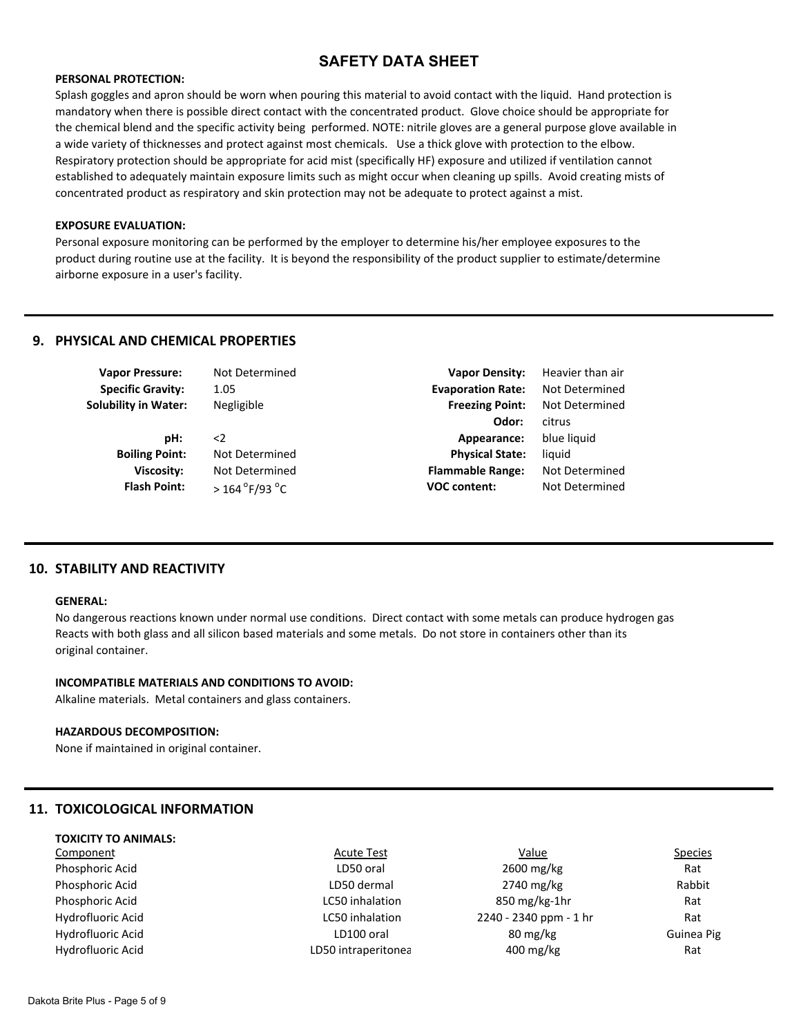## PERSONAL PROTECTION:

Splash goggles and apron should be worn when pouring this material to avoid contact with the liquid. Hand protection is mandatory when there is possible direct contact with the concentrated product. Glove choice should be appropriate for the chemical blend and the specific activity being performed. NOTE: nitrile gloves are a general purpose glove available in a wide variety of thicknesses and protect against most chemicals. Use a thick glove with protection to the elbow. Respiratory protection should be appropriate for acid mist (specifically HF) exposure and utilized if ventilation cannot established to adequately maintain exposure limits such as might occur when cleaning up spills. Avoid creating mists of concentrated product as respiratory and skin protection may not be adequate to protect against a mist.

## EXPOSURE EVALUATION:

Personal exposure monitoring can be performed by the employer to determine his/her employee exposures to the product during routine use at the facility. It is beyond the responsibility of the product supplier to estimate/determine airborne exposure in a user's facility.

## 9. PHYSICAL AND CHEMICAL PROPERTIES

| Property | Value | Property | Value |
|---|---|---|---|
| **Vapor Pressure:** | Not Determined | **Vapor Density:** | Heavier than air |
| **Specific Gravity:** | 1.05 | **Evaporation Rate:** | Not Determined |
| **Solubility in Water:** | Negligible | **Freezing Point:** | Not Determined |
| | | **Odor:** | citrus |
| **pH:** | <2 | **Appearance:** | blue liquid |
| **Boiling Point:** | Not Determined | **Physical State:** | liquid |
| **Viscosity:** | Not Determined | **Flammable Range:** | Not Determined |
| **Flash Point:** | > 164 °F/93 °C | **VOC content:** | Not Determined |

## 10. STABILITY AND REACTIVITY

### GENERAL:

No dangerous reactions known under normal use conditions. Direct contact with some metals can produce hydrogen gas Reacts with both glass and all silicon based materials and some metals. Do not store in containers other than its original container.

### INCOMPATIBLE MATERIALS AND CONDITIONS TO AVOID:

Alkaline materials. Metal containers and glass containers.

### HAZARDOUS DECOMPOSITION:

None if maintained in original container.

## 11. TOXICOLOGICAL INFORMATION

### TOXICITY TO ANIMALS:

| Component | Acute Test | Value | Species |
|---|---|---|---|
| Phosphoric Acid | LD50 oral | 2600 mg/kg | Rat |
| Phosphoric Acid | LD50 dermal | 2740 mg/kg | Rabbit |
| Phosphoric Acid | LC50 inhalation | 850 mg/kg-1hr | Rat |
| Hydrofluoric Acid | LC50 inhalation | 2240 - 2340 ppm - 1 hr | Rat |
| Hydrofluoric Acid | LD100 oral | 80 mg/kg | Guinea Pig |
| Hydrofluoric Acid | LD50 intraperitonea | 400 mg/kg | Rat |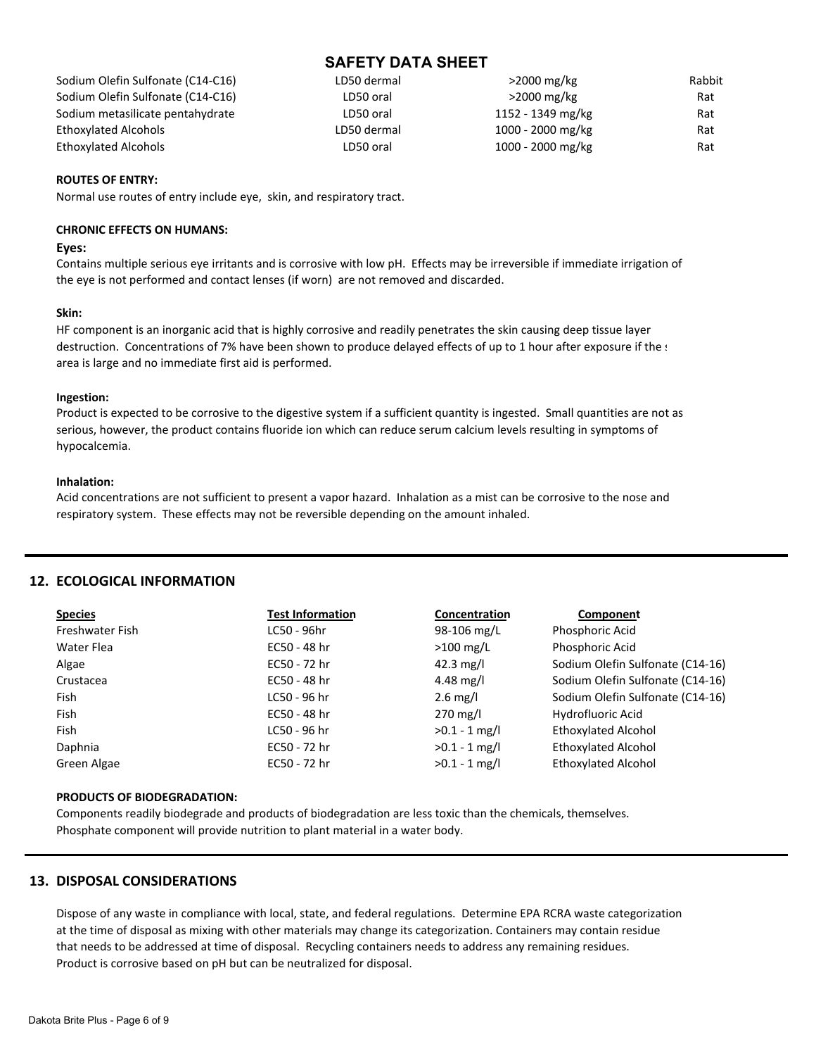# SAFETY DATA SHEET

| | | | |
|---|---|---|---|
| Sodium Olefin Sulfonate (C14-C16) | LD50 dermal | >2000 mg/kg | Rabbit |
| Sodium Olefin Sulfonate (C14-C16) | LD50 oral | >2000 mg/kg | Rat |
| Sodium metasilicate pentahydrate | LD50 oral | 1152 - 1349 mg/kg | Rat |
| Ethoxylated Alcohols | LD50 dermal | 1000 - 2000 mg/kg | Rat |
| Ethoxylated Alcohols | LD50 oral | 1000 - 2000 mg/kg | Rat |

**ROUTES OF ENTRY:**

Normal use routes of entry include eye, skin, and respiratory tract.

**CHRONIC EFFECTS ON HUMANS:**

**Eyes:**

Contains multiple serious eye irritants and is corrosive with low pH. Effects may be irreversible if immediate irrigation of the eye is not performed and contact lenses (if worn) are not removed and discarded.

**Skin:**

HF component is an inorganic acid that is highly corrosive and readily penetrates the skin causing deep tissue layer destruction. Concentrations of 7% have been shown to produce delayed effects of up to 1 hour after exposure if the s area is large and no immediate first aid is performed.

**Ingestion:**

Product is expected to be corrosive to the digestive system if a sufficient quantity is ingested. Small quantities are not as serious, however, the product contains fluoride ion which can reduce serum calcium levels resulting in symptoms of hypocalcemia.

**Inhalation:**

Acid concentrations are not sufficient to present a vapor hazard. Inhalation as a mist can be corrosive to the nose and respiratory system. These effects may not be reversible depending on the amount inhaled.

## 12. ECOLOGICAL INFORMATION

| Species | Test Information | Concentration | Component |
|---|---|---|---|
| Freshwater Fish | LC50 - 96hr | 98-106 mg/L | Phosphoric Acid |
| Water Flea | EC50 - 48 hr | >100 mg/L | Phosphoric Acid |
| Algae | EC50 - 72 hr | 42.3 mg/l | Sodium Olefin Sulfonate (C14-16) |
| Crustacea | EC50 - 48 hr | 4.48 mg/l | Sodium Olefin Sulfonate (C14-16) |
| Fish | LC50 - 96 hr | 2.6 mg/l | Sodium Olefin Sulfonate (C14-16) |
| Fish | EC50 - 48 hr | 270 mg/l | Hydrofluoric Acid |
| Fish | LC50 - 96 hr | >0.1 - 1 mg/l | Ethoxylated Alcohol |
| Daphnia | EC50 - 72 hr | >0.1 - 1 mg/l | Ethoxylated Alcohol |
| Green Algae | EC50 - 72 hr | >0.1 - 1 mg/l | Ethoxylated Alcohol |

**PRODUCTS OF BIODEGRADATION:**

Components readily biodegrade and products of biodegradation are less toxic than the chemicals, themselves.
Phosphate component will provide nutrition to plant material in a water body.

## 13. DISPOSAL CONSIDERATIONS

Dispose of any waste in compliance with local, state, and federal regulations. Determine EPA RCRA waste categorization at the time of disposal as mixing with other materials may change its categorization. Containers may contain residue that needs to be addressed at time of disposal. Recycling containers needs to address any remaining residues. Product is corrosive based on pH but can be neutralized for disposal.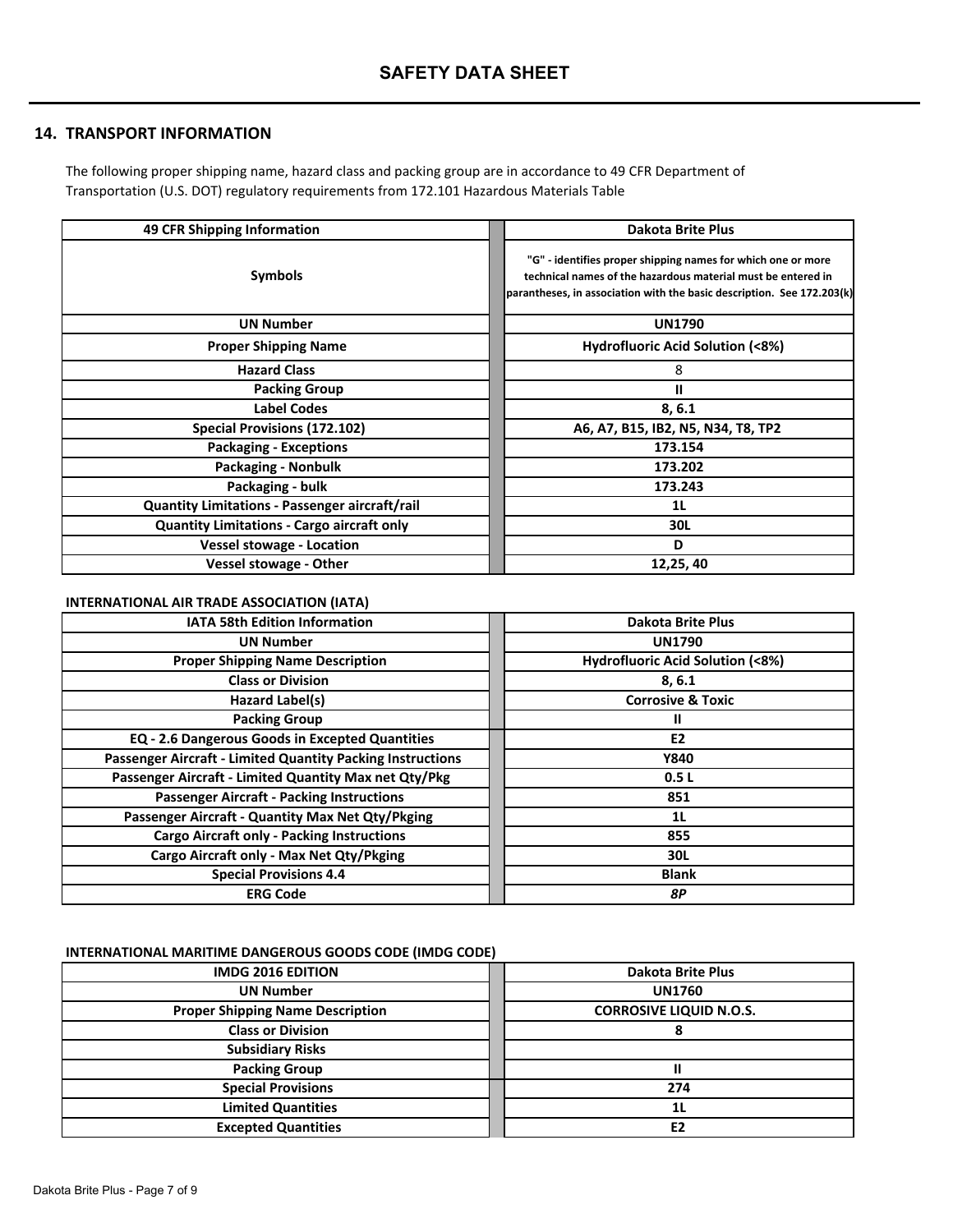# SAFETY DATA SHEET

## 14. TRANSPORT INFORMATION

The following proper shipping name, hazard class and packing group are in accordance to 49 CFR Department of Transportation (U.S. DOT) regulatory requirements from 172.101 Hazardous Materials Table

| 49 CFR Shipping Information | Dakota Brite Plus |
|---|---|
| Symbols | "G" - identifies proper shipping names for which one or more technical names of the hazardous material must be entered in parantheses, in association with the basic description. See 172.203(k) |
| UN Number | UN1790 |
| Proper Shipping Name | Hydrofluoric Acid Solution (<8%) |
| Hazard Class | 8 |
| Packing Group | II |
| Label Codes | 8, 6.1 |
| Special Provisions (172.102) | A6, A7, B15, IB2, N5, N34, T8, TP2 |
| Packaging - Exceptions | 173.154 |
| Packaging - Nonbulk | 173.202 |
| Packaging - bulk | 173.243 |
| Quantity Limitations - Passenger aircraft/rail | 1L |
| Quantity Limitations - Cargo aircraft only | 30L |
| Vessel stowage - Location | D |
| Vessel stowage - Other | 12,25, 40 |

**INTERNATIONAL AIR TRADE ASSOCIATION (IATA)**

| IATA 58th Edition Information | Dakota Brite Plus |
|---|---|
| UN Number | UN1790 |
| Proper Shipping Name Description | Hydrofluoric Acid Solution (<8%) |
| Class or Division | 8, 6.1 |
| Hazard Label(s) | Corrosive & Toxic |
| Packing Group | II |
| EQ - 2.6 Dangerous Goods in Excepted Quantities | E2 |
| Passenger Aircraft - Limited Quantity Packing Instructions | Y840 |
| Passenger Aircraft - Limited Quantity Max net Qty/Pkg | 0.5 L |
| Passenger Aircraft - Packing Instructions | 851 |
| Passenger Aircraft - Quantity Max Net Qty/Pkging | 1L |
| Cargo Aircraft only - Packing Instructions | 855 |
| Cargo Aircraft only - Max Net Qty/Pkging | 30L |
| Special Provisions 4.4 | Blank |
| ERG Code | *8P* |

**INTERNATIONAL MARITIME DANGEROUS GOODS CODE (IMDG CODE)**

| IMDG 2016 EDITION | Dakota Brite Plus |
|---|---|
| UN Number | UN1760 |
| Proper Shipping Name Description | CORROSIVE LIQUID N.O.S. |
| Class or Division | 8 |
| Subsidiary Risks | |
| Packing Group | II |
| Special Provisions | 274 |
| Limited Quantities | 1L |
| Excepted Quantities | E2 |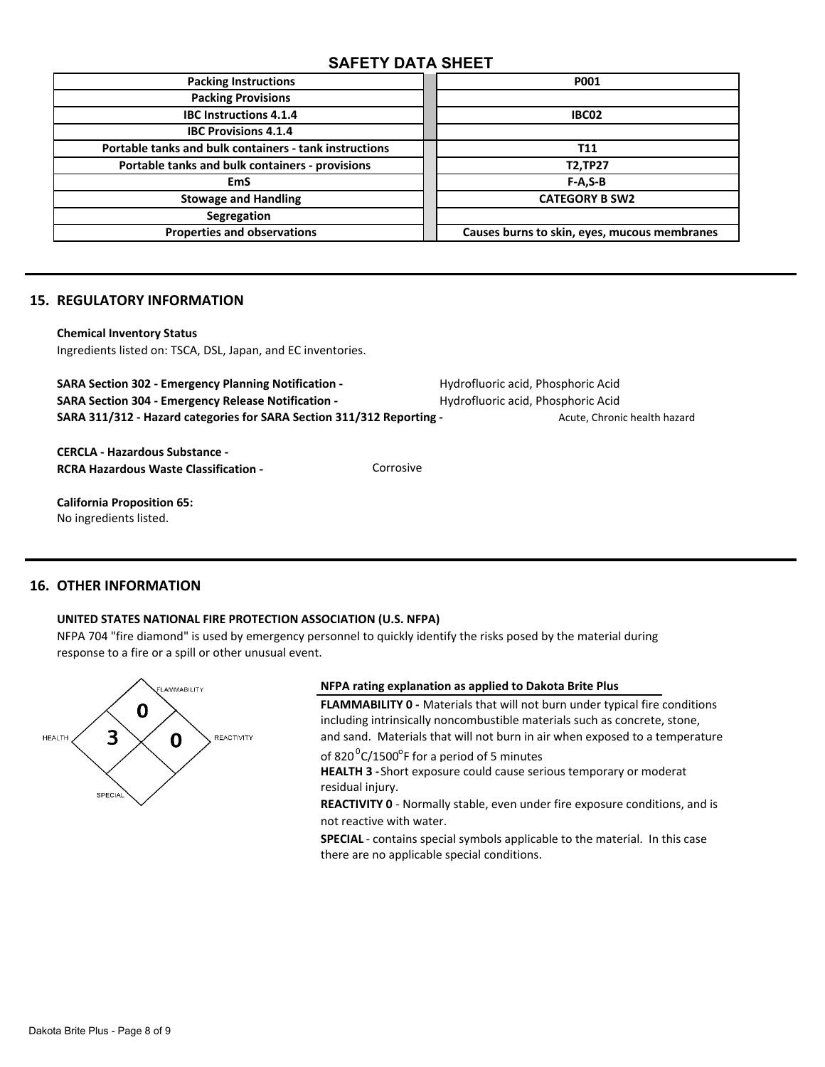## SAFETY DATA SHEET

| | |
|---|---|
| **Packing Instructions** | **P001** |
| **Packing Provisions** | |
| **IBC Instructions 4.1.4** | **IBC02** |
| **IBC Provisions 4.1.4** | |
| **Portable tanks and bulk containers - tank instructions** | **T11** |
| **Portable tanks and bulk containers - provisions** | **T2,TP27** |
| **EmS** | **F-A,S-B** |
| **Stowage and Handling** | **CATEGORY B SW2** |
| **Segregation** | |
| **Properties and observations** | **Causes burns to skin, eyes, mucous membranes** |

## 15. REGULATORY INFORMATION

**Chemical Inventory Status**
Ingredients listed on: TSCA, DSL, Japan, and EC inventories.

**SARA Section 302 - Emergency Planning Notification -** Hydrofluoric acid, Phosphoric Acid
**SARA Section 304 - Emergency Release Notification -** Hydrofluoric acid, Phosphoric Acid
**SARA 311/312 - Hazard categories for SARA Section 311/312 Reporting -** Acute, Chronic health hazard

**CERCLA - Hazardous Substance -**
**RCRA Hazardous Waste Classification -** Corrosive

**California Proposition 65:**
No ingredients listed.

## 16. OTHER INFORMATION

**UNITED STATES NATIONAL FIRE PROTECTION ASSOCIATION (U.S. NFPA)**
NFPA 704 "fire diamond" is used by emergency personnel to quickly identify the risks posed by the material during response to a fire or a spill or other unusual event.

FLAMMABILITY 0
HEALTH 3
REACTIVITY 0
SPECIAL

**NFPA rating explanation as applied to Dakota Brite Plus**

**FLAMMABILITY 0 -** Materials that will not burn under typical fire conditions including intrinsically noncombustible materials such as concrete, stone, and sand. Materials that will not burn in air when exposed to a temperature of 820 $^{0}$C/1500$^{o}$F for a period of 5 minutes

**HEALTH 3 -** Short exposure could cause serious temporary or moderat residual injury.

**REACTIVITY 0** - Normally stable, even under fire exposure conditions, and is not reactive with water.

**SPECIAL** - contains special symbols applicable to the material. In this case there are no applicable special conditions.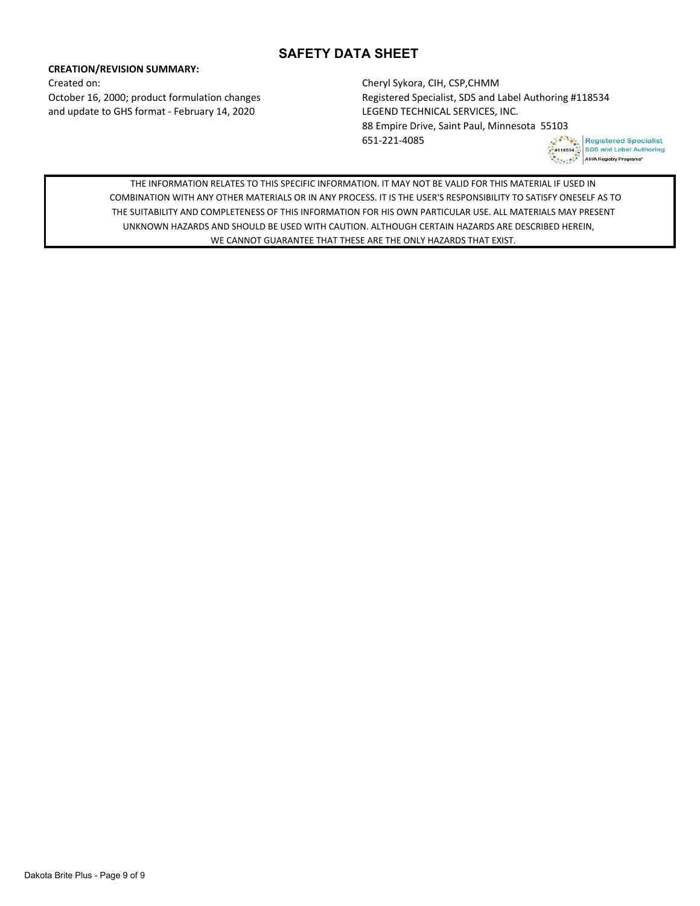## SAFETY DATA SHEET

**CREATION/REVISION SUMMARY:**

Created on:
October 16, 2000; product formulation changes and update to GHS format - February 14, 2020

Cheryl Sykora, CIH, CSP,CHMM
Registered Specialist, SDS and Label Authoring #118534
LEGEND TECHNICAL SERVICES, INC.
88 Empire Drive, Saint Paul, Minnesota 55103
651-221-4085

Registered Specialist
SDS and Label Authoring
AIHA Registry Programs

THE INFORMATION RELATES TO THIS SPECIFIC INFORMATION. IT MAY NOT BE VALID FOR THIS MATERIAL IF USED IN COMBINATION WITH ANY OTHER MATERIALS OR IN ANY PROCESS. IT IS THE USER'S RESPONSIBILITY TO SATISFY ONESELF AS TO THE SUITABILITY AND COMPLETENESS OF THIS INFORMATION FOR HIS OWN PARTICULAR USE. ALL MATERIALS MAY PRESENT UNKNOWN HAZARDS AND SHOULD BE USED WITH CAUTION. ALTHOUGH CERTAIN HAZARDS ARE DESCRIBED HEREIN, WE CANNOT GUARANTEE THAT THESE ARE THE ONLY HAZARDS THAT EXIST.